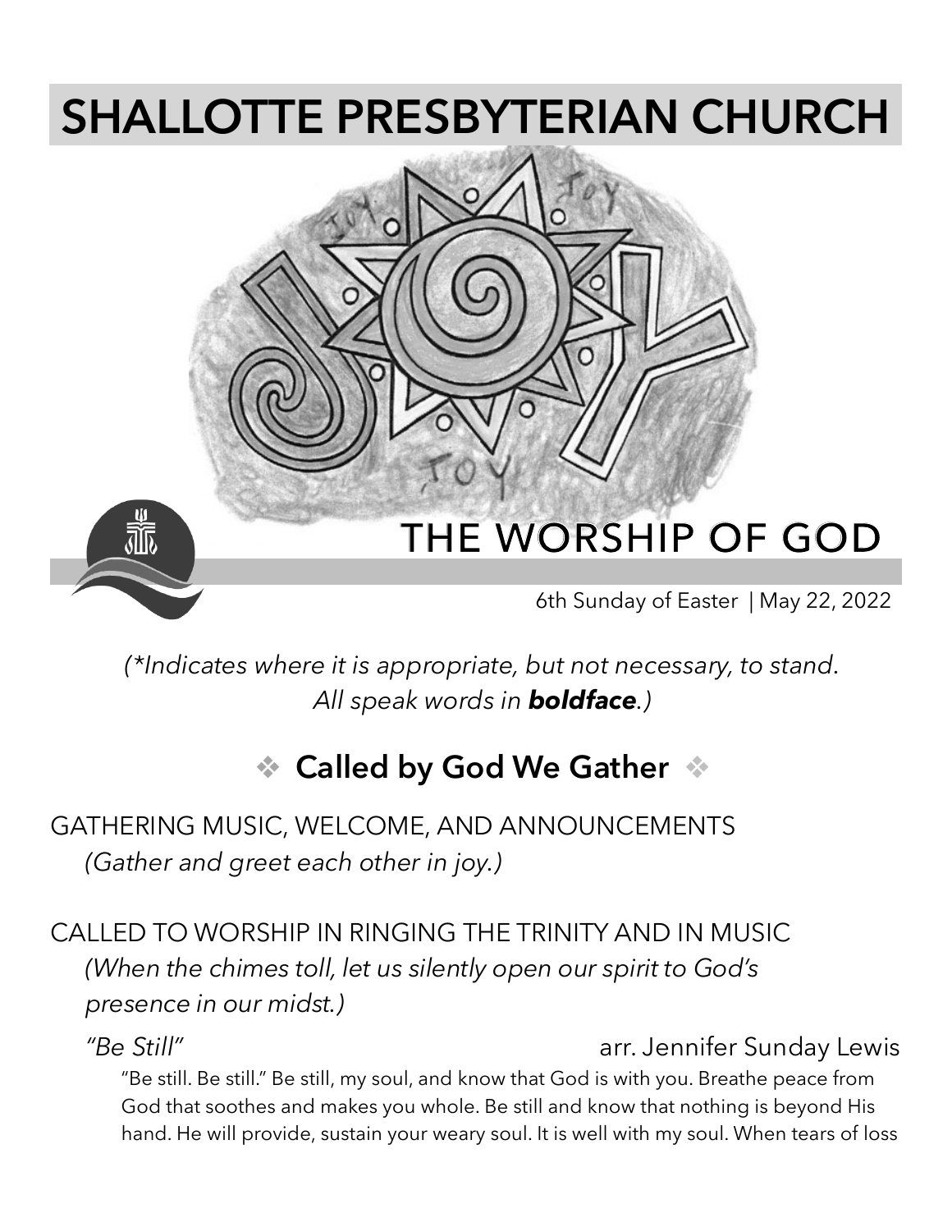# SHALLOTTE PRESBYTERIAN CHURCH

## THE WORSHIP OF GOD

6th Sunday of Easter | May 22, 2022

*(\*Indicates where it is appropriate, but not necessary, to stand. All speak words in **boldface**.)*

### ❖ Called by God We Gather ❖

GATHERING MUSIC, WELCOME, AND ANNOUNCEMENTS
*(Gather and greet each other in joy.)*

CALLED TO WORSHIP IN RINGING THE TRINITY AND IN MUSIC
*(When the chimes toll, let us silently open our spirit to God's presence in our midst.)*

*"Be Still"* arr. Jennifer Sunday Lewis

"Be still. Be still." Be still, my soul, and know that God is with you. Breathe peace from God that soothes and makes you whole. Be still and know that nothing is beyond His hand. He will provide, sustain your weary soul. It is well with my soul. When tears of loss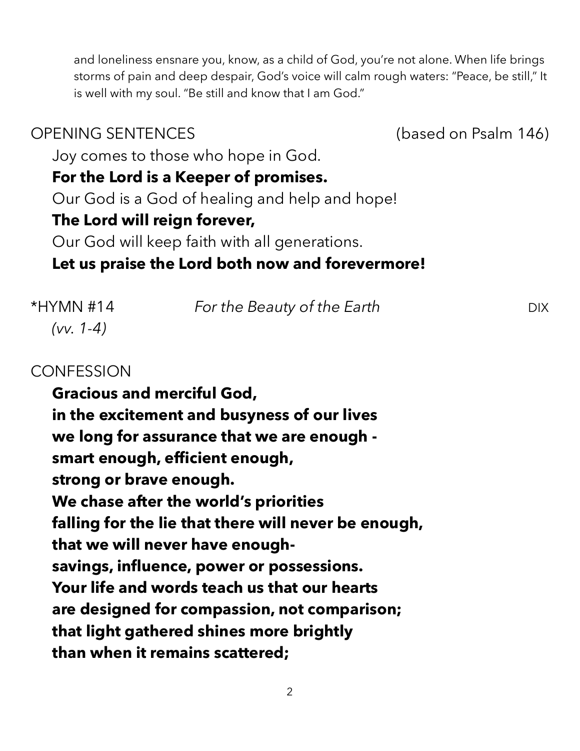and loneliness ensnare you, know, as a child of God, you're not alone. When life brings storms of pain and deep despair, God's voice will calm rough waters: "Peace, be still," It is well with my soul. "Be still and know that I am God."

OPENING SENTENCES (based on Psalm 146)

Joy comes to those who hope in God.
**For the Lord is a Keeper of promises.**
Our God is a God of healing and help and hope!
**The Lord will reign forever,**
Our God will keep faith with all generations.
**Let us praise the Lord both now and forevermore!**

*HYMN #14 *(vv. 1-4)* *For the Beauty of the Earth* DIX

CONFESSION

**Gracious and merciful God,**
**in the excitement and busyness of our lives**
**we long for assurance that we are enough -**
**smart enough, efficient enough,**
**strong or brave enough.**
**We chase after the world's priorities**
**falling for the lie that there will never be enough,**
**that we will never have enough-**
**savings, influence, power or possessions.**
**Your life and words teach us that our hearts**
**are designed for compassion, not comparison;**
**that light gathered shines more brightly**
**than when it remains scattered;**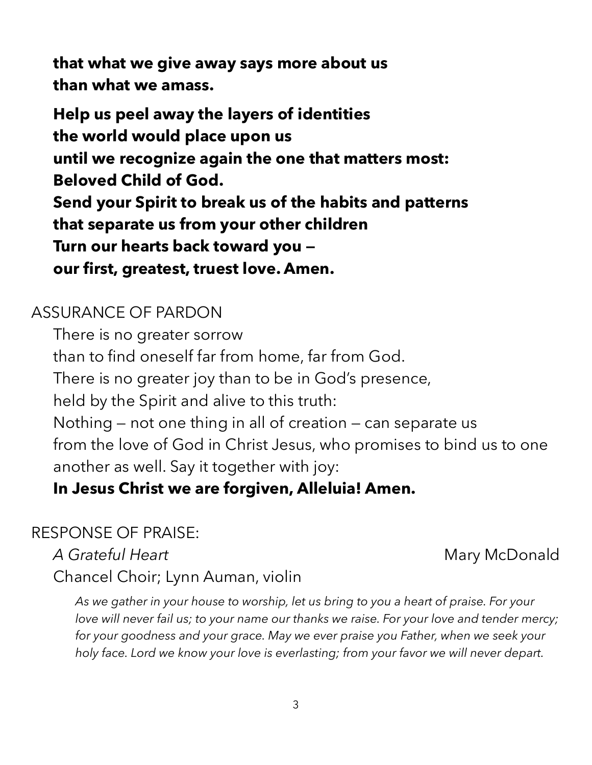**that what we give away says more about us**
**than what we amass.**

**Help us peel away the layers of identities**
**the world would place upon us**
**until we recognize again the one that matters most:**
**Beloved Child of God.**
**Send your Spirit to break us of the habits and patterns**
**that separate us from your other children**
**Turn our hearts back toward you —**
**our first, greatest, truest love. Amen.**

ASSURANCE OF PARDON

There is no greater sorrow
than to find oneself far from home, far from God.
There is no greater joy than to be in God's presence,
held by the Spirit and alive to this truth:
Nothing — not one thing in all of creation — can separate us
from the love of God in Christ Jesus, who promises to bind us to one another as well. Say it together with joy:
**In Jesus Christ we are forgiven, Alleluia! Amen.**

RESPONSE OF PRAISE:

*A Grateful Heart* Mary McDonald
Chancel Choir; Lynn Auman, violin

*As we gather in your house to worship, let us bring to you a heart of praise. For your love will never fail us; to your name our thanks we raise. For your love and tender mercy; for your goodness and your grace. May we ever praise you Father, when we seek your holy face. Lord we know your love is everlasting; from your favor we will never depart.*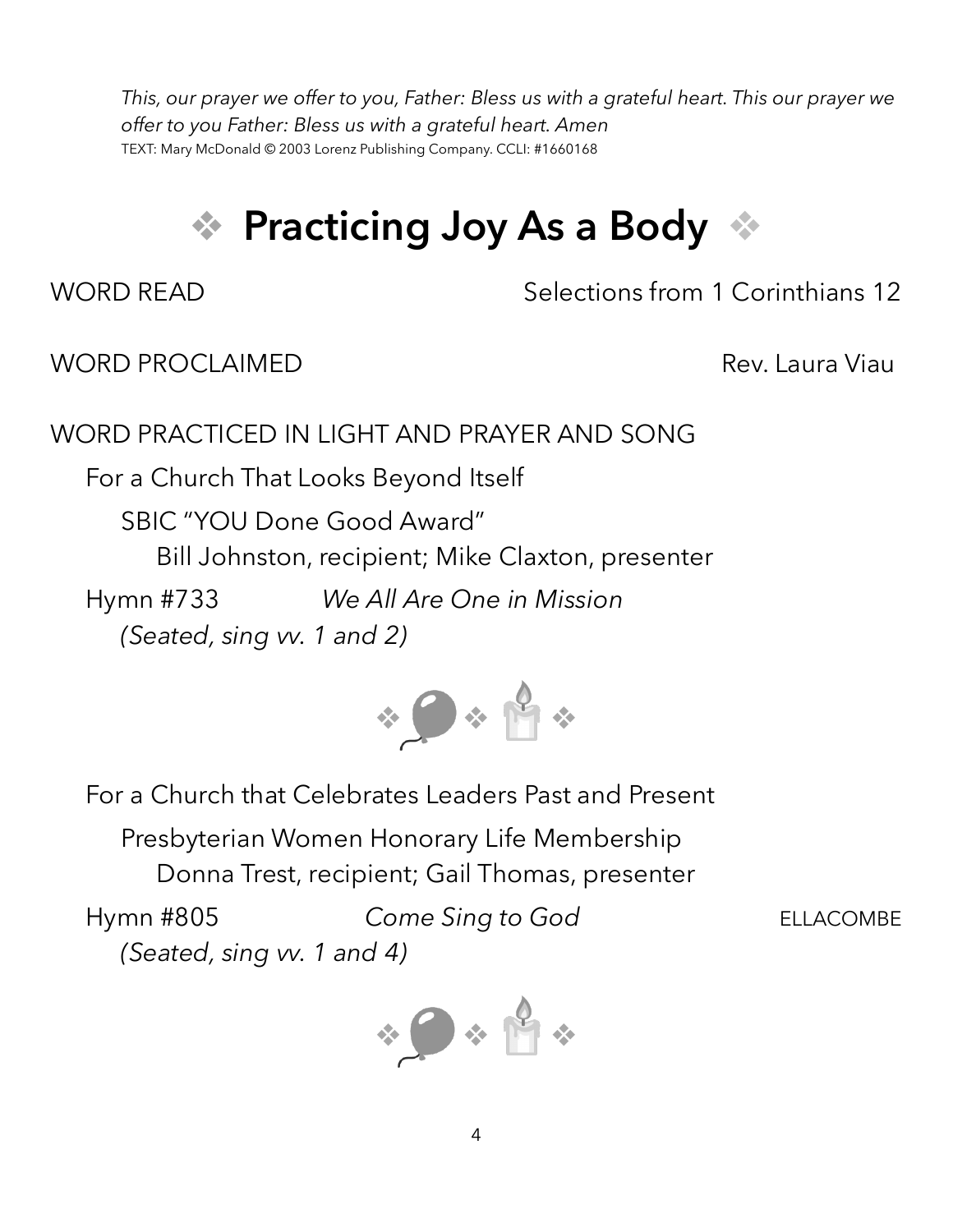*This, our prayer we offer to you, Father: Bless us with a grateful heart. This our prayer we offer to you Father: Bless us with a grateful heart. Amen*
TEXT: Mary McDonald © 2003 Lorenz Publishing Company. CCLI: #1660168

# ❖ Practicing Joy As a Body ❖

WORD READ — Selections from 1 Corinthians 12

WORD PROCLAIMED — Rev. Laura Viau

WORD PRACTICED IN LIGHT AND PRAYER AND SONG

For a Church That Looks Beyond Itself

SBIC "YOU Done Good Award"
Bill Johnston, recipient; Mike Claxton, presenter

Hymn #733 — *We All Are One in Mission*
*(Seated, sing vv. 1 and 2)*

For a Church that Celebrates Leaders Past and Present

Presbyterian Women Honorary Life Membership
Donna Trest, recipient; Gail Thomas, presenter

Hymn #805 — *Come Sing to God* — ELLACOMBE
*(Seated, sing vv. 1 and 4)*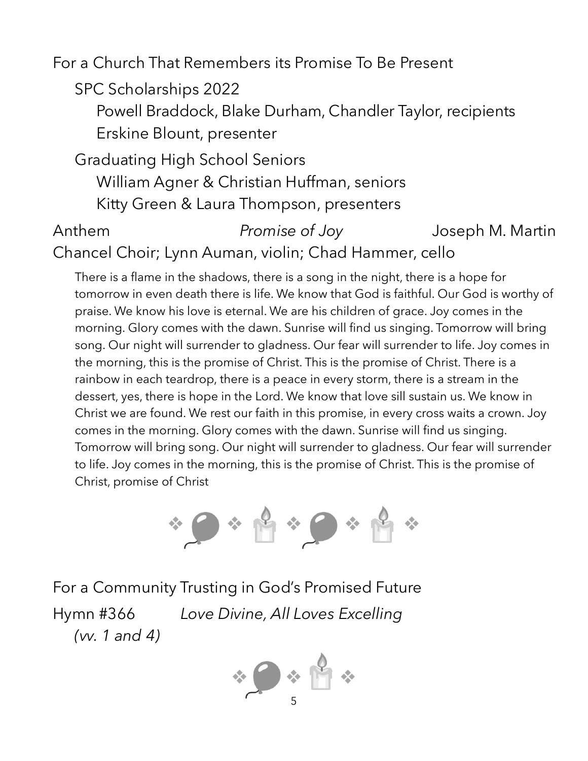For a Church That Remembers its Promise To Be Present

SPC Scholarships 2022

Powell Braddock, Blake Durham, Chandler Taylor, recipients
Erskine Blount, presenter

Graduating High School Seniors

William Agner & Christian Huffman, seniors
Kitty Green & Laura Thompson, presenters

Anthem *Promise of Joy* Joseph M. Martin
Chancel Choir; Lynn Auman, violin; Chad Hammer, cello

There is a flame in the shadows, there is a song in the night, there is a hope for tomorrow in even death there is life. We know that God is faithful. Our God is worthy of praise. We know his love is eternal. We are his children of grace. Joy comes in the morning. Glory comes with the dawn. Sunrise will find us singing. Tomorrow will bring song. Our night will surrender to gladness. Our fear will surrender to life. Joy comes in the morning, this is the promise of Christ. This is the promise of Christ. There is a rainbow in each teardrop, there is a peace in every storm, there is a stream in the dessert, yes, there is hope in the Lord. We know that love sill sustain us. We know in Christ we are found. We rest our faith in this promise, in every cross waits a crown. Joy comes in the morning. Glory comes with the dawn. Sunrise will find us singing. Tomorrow will bring song. Our night will surrender to gladness. Our fear will surrender to life. Joy comes in the morning, this is the promise of Christ. This is the promise of Christ, promise of Christ

For a Community Trusting in God's Promised Future

Hymn #366 *Love Divine, All Loves Excelling*
*(vv. 1 and 4)*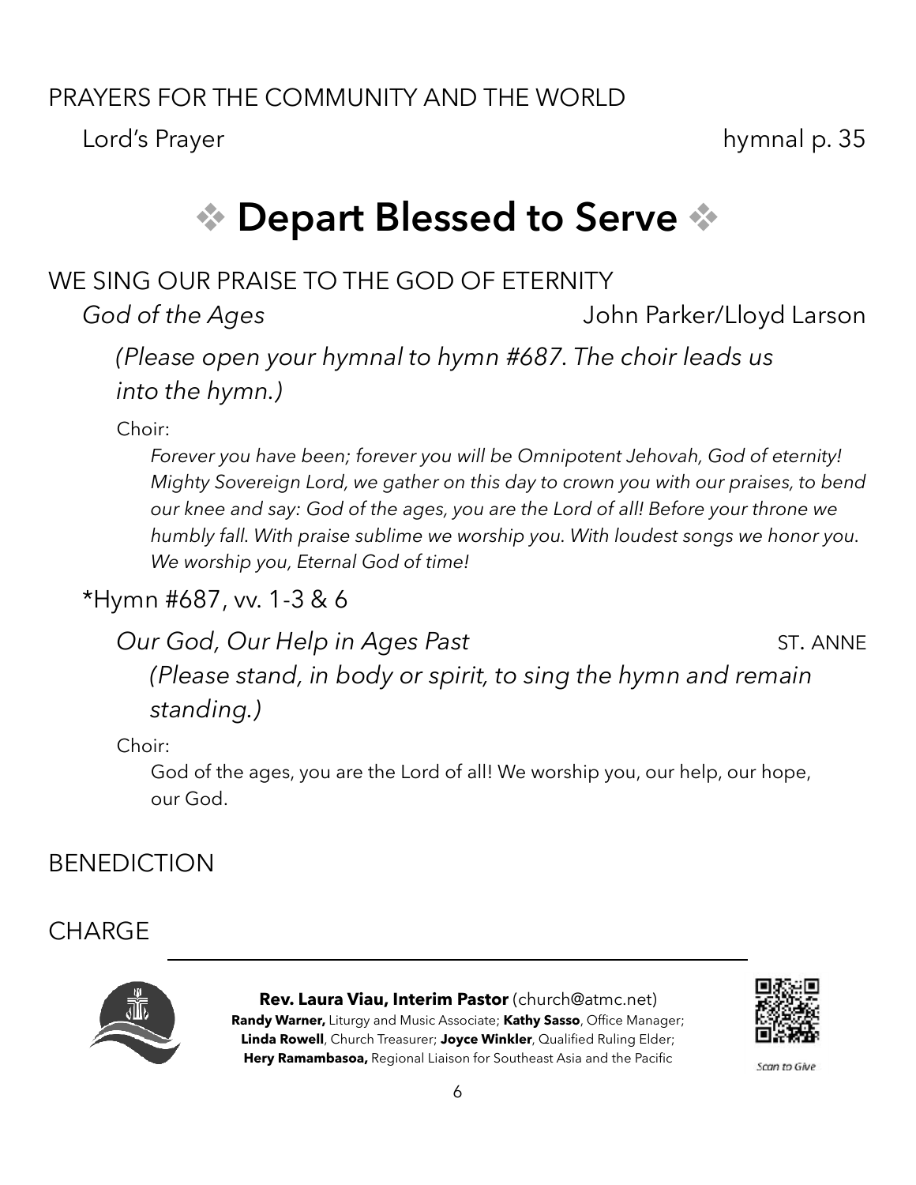PRAYERS FOR THE COMMUNITY AND THE WORLD

Lord's Prayer hymnal p. 35

# ❖ Depart Blessed to Serve ❖

WE SING OUR PRAISE TO THE GOD OF ETERNITY

*God of the Ages* John Parker/Lloyd Larson

*(Please open your hymnal to hymn #687. The choir leads us into the hymn.)*

Choir:

*Forever you have been; forever you will be Omnipotent Jehovah, God of eternity! Mighty Sovereign Lord, we gather on this day to crown you with our praises, to bend our knee and say: God of the ages, you are the Lord of all! Before your throne we humbly fall. With praise sublime we worship you. With loudest songs we honor you. We worship you, Eternal God of time!*

*Hymn #687, vv. 1-3 & 6

*Our God, Our Help in Ages Past* ST. ANNE

*(Please stand, in body or spirit, to sing the hymn and remain standing.)*

Choir:

God of the ages, you are the Lord of all! We worship you, our help, our hope, our God.

BENEDICTION

CHARGE

---

**Rev. Laura Viau, Interim Pastor** (church@atmc.net)
**Randy Warner,** Liturgy and Music Associate; **Kathy Sasso**, Office Manager; **Linda Rowell**, Church Treasurer; **Joyce Winkler**, Qualified Ruling Elder; **Hery Ramambasoa,** Regional Liaison for Southeast Asia and the Pacific

Scan to Give